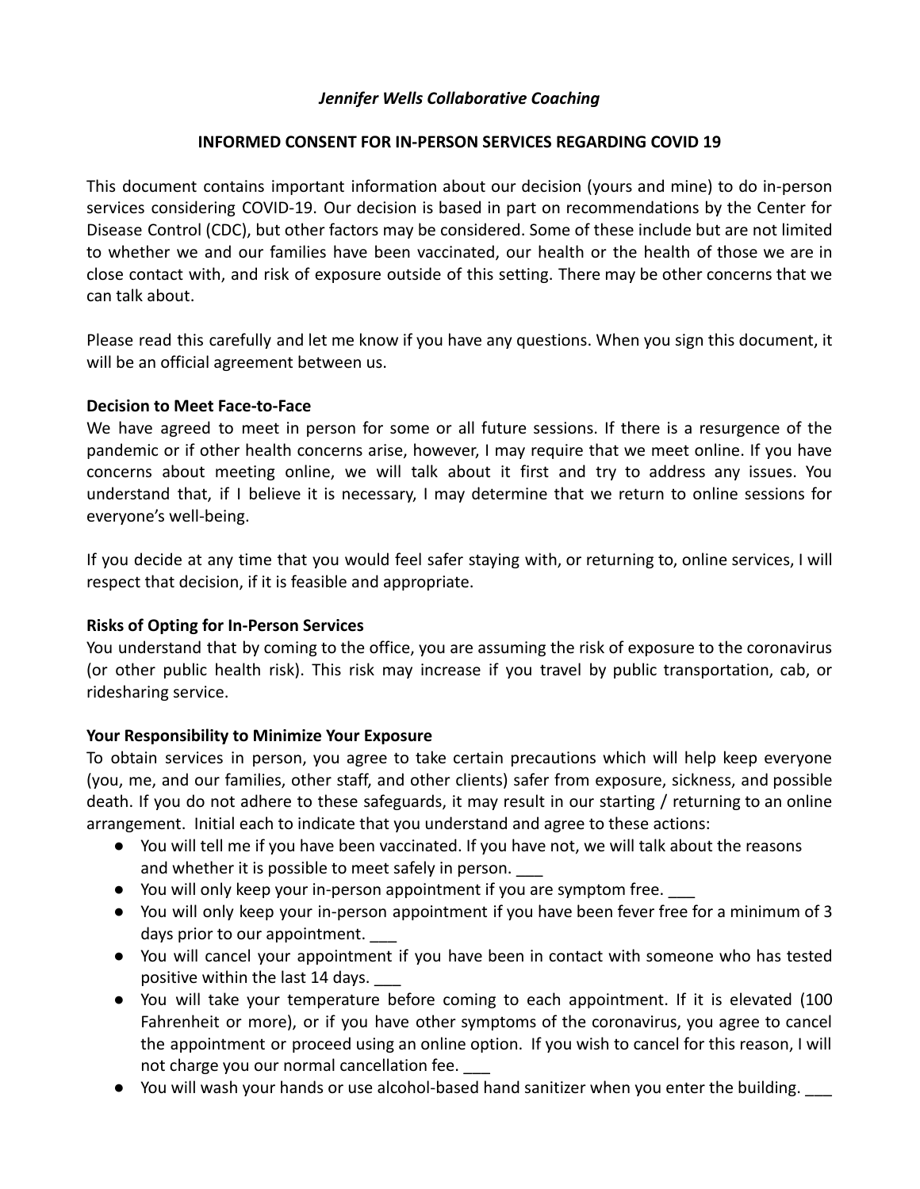*Jennifer Wells Collaborative Coaching*

**INFORMED CONSENT FOR IN-PERSON SERVICES REGARDING COVID 19**

This document contains important information about our decision (yours and mine) to do in-person services considering COVID-19. Our decision is based in part on recommendations by the Center for Disease Control (CDC), but other factors may be considered. Some of these include but are not limited to whether we and our families have been vaccinated, our health or the health of those we are in close contact with, and risk of exposure outside of this setting. There may be other concerns that we can talk about.

Please read this carefully and let me know if you have any questions. When you sign this document, it will be an official agreement between us.

**Decision to Meet Face-to-Face**

We have agreed to meet in person for some or all future sessions. If there is a resurgence of the pandemic or if other health concerns arise, however, I may require that we meet online. If you have concerns about meeting online, we will talk about it first and try to address any issues. You understand that, if I believe it is necessary, I may determine that we return to online sessions for everyone's well-being.

If you decide at any time that you would feel safer staying with, or returning to, online services, I will respect that decision, if it is feasible and appropriate.

**Risks of Opting for In-Person Services**

You understand that by coming to the office, you are assuming the risk of exposure to the coronavirus (or other public health risk). This risk may increase if you travel by public transportation, cab, or ridesharing service.

**Your Responsibility to Minimize Your Exposure**

To obtain services in person, you agree to take certain precautions which will help keep everyone (you, me, and our families, other staff, and other clients) safer from exposure, sickness, and possible death. If you do not adhere to these safeguards, it may result in our starting / returning to an online arrangement. Initial each to indicate that you understand and agree to these actions:

- You will tell me if you have been vaccinated. If you have not, we will talk about the reasons and whether it is possible to meet safely in person. ___
- You will only keep your in-person appointment if you are symptom free. ___
- You will only keep your in-person appointment if you have been fever free for a minimum of 3 days prior to our appointment. ___
- You will cancel your appointment if you have been in contact with someone who has tested positive within the last 14 days. ___
- You will take your temperature before coming to each appointment. If it is elevated (100 Fahrenheit or more), or if you have other symptoms of the coronavirus, you agree to cancel the appointment or proceed using an online option. If you wish to cancel for this reason, I will not charge you our normal cancellation fee. ___
- You will wash your hands or use alcohol-based hand sanitizer when you enter the building. ___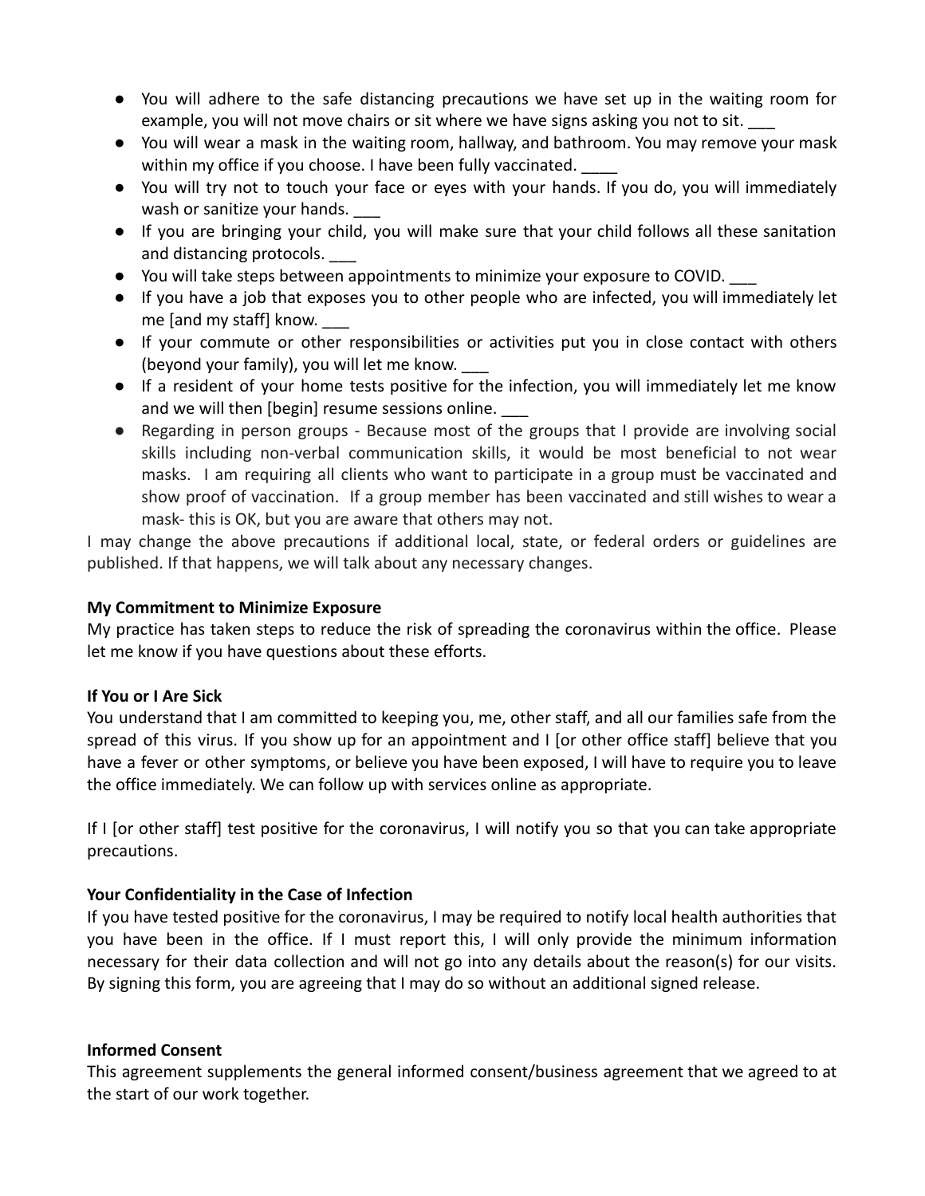- You will adhere to the safe distancing precautions we have set up in the waiting room for example, you will not move chairs or sit where we have signs asking you not to sit. ___
- You will wear a mask in the waiting room, hallway, and bathroom. You may remove your mask within my office if you choose. I have been fully vaccinated. ____
- You will try not to touch your face or eyes with your hands. If you do, you will immediately wash or sanitize your hands. ___
- If you are bringing your child, you will make sure that your child follows all these sanitation and distancing protocols. ___
- You will take steps between appointments to minimize your exposure to COVID. ___
- If you have a job that exposes you to other people who are infected, you will immediately let me [and my staff] know. ___
- If your commute or other responsibilities or activities put you in close contact with others (beyond your family), you will let me know. ___
- If a resident of your home tests positive for the infection, you will immediately let me know and we will then [begin] resume sessions online. ___
- Regarding in person groups - Because most of the groups that I provide are involving social skills including non-verbal communication skills, it would be most beneficial to not wear masks. I am requiring all clients who want to participate in a group must be vaccinated and show proof of vaccination. If a group member has been vaccinated and still wishes to wear a mask- this is OK, but you are aware that others may not.

I may change the above precautions if additional local, state, or federal orders or guidelines are published. If that happens, we will talk about any necessary changes.

**My Commitment to Minimize Exposure**

My practice has taken steps to reduce the risk of spreading the coronavirus within the office. Please let me know if you have questions about these efforts.

**If You or I Are Sick**

You understand that I am committed to keeping you, me, other staff, and all our families safe from the spread of this virus. If you show up for an appointment and I [or other office staff] believe that you have a fever or other symptoms, or believe you have been exposed, I will have to require you to leave the office immediately. We can follow up with services online as appropriate.

If I [or other staff] test positive for the coronavirus, I will notify you so that you can take appropriate precautions.

**Your Confidentiality in the Case of Infection**

If you have tested positive for the coronavirus, I may be required to notify local health authorities that you have been in the office. If I must report this, I will only provide the minimum information necessary for their data collection and will not go into any details about the reason(s) for our visits. By signing this form, you are agreeing that I may do so without an additional signed release.

**Informed Consent**

This agreement supplements the general informed consent/business agreement that we agreed to at the start of our work together.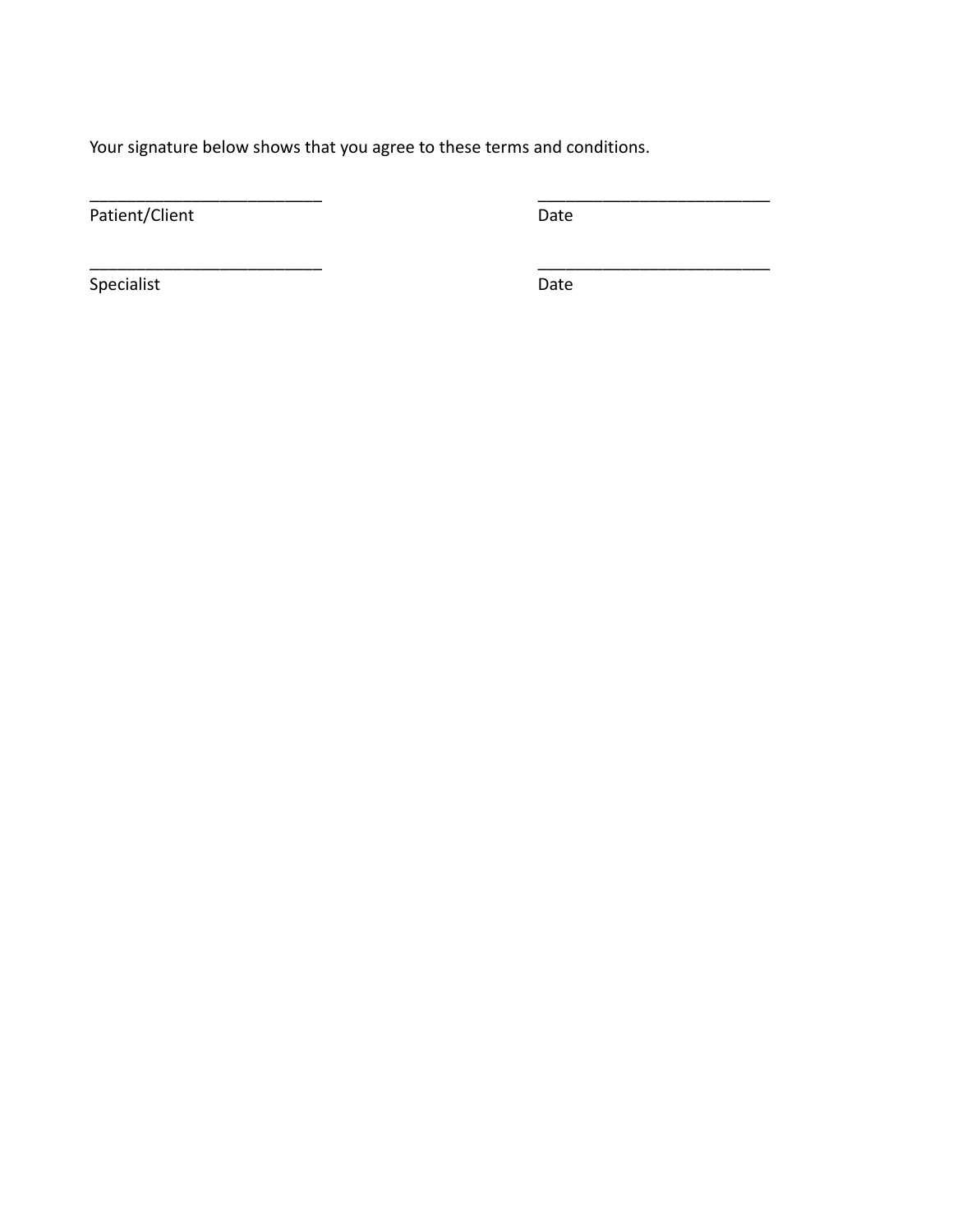Your signature below shows that you agree to these terms and conditions.

| _________________________ | _________________________ |
|---|---|
| Patient/Client | Date |
| _________________________ | _________________________ |
| Specialist | Date |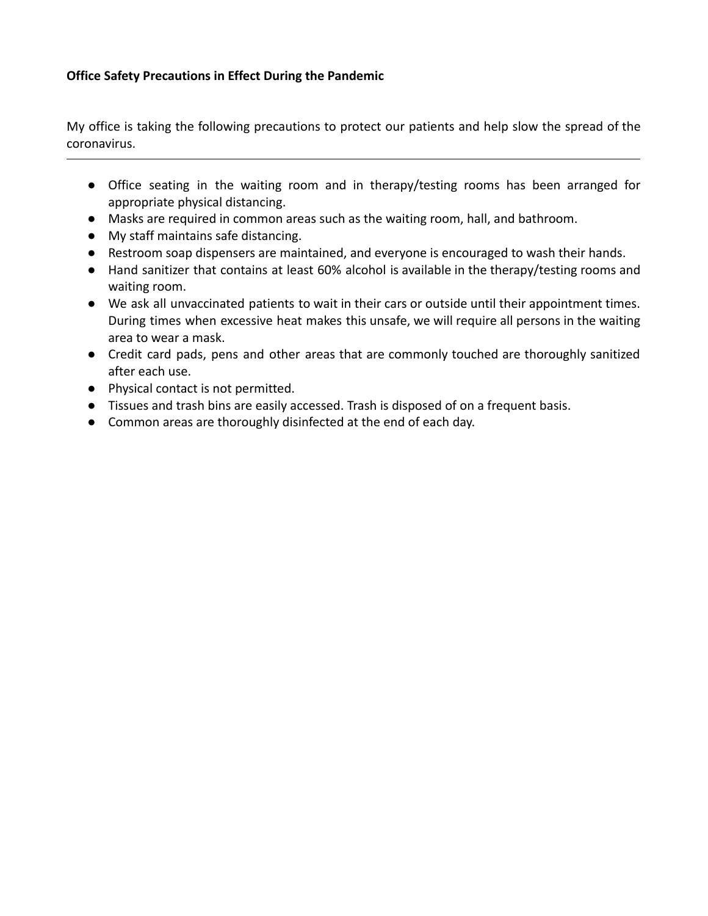**Office Safety Precautions in Effect During the Pandemic**

My office is taking the following precautions to protect our patients and help slow the spread of the coronavirus.

---

- Office seating in the waiting room and in therapy/testing rooms has been arranged for appropriate physical distancing.
- Masks are required in common areas such as the waiting room, hall, and bathroom.
- My staff maintains safe distancing.
- Restroom soap dispensers are maintained, and everyone is encouraged to wash their hands.
- Hand sanitizer that contains at least 60% alcohol is available in the therapy/testing rooms and waiting room.
- We ask all unvaccinated patients to wait in their cars or outside until their appointment times. During times when excessive heat makes this unsafe, we will require all persons in the waiting area to wear a mask.
- Credit card pads, pens and other areas that are commonly touched are thoroughly sanitized after each use.
- Physical contact is not permitted.
- Tissues and trash bins are easily accessed. Trash is disposed of on a frequent basis.
- Common areas are thoroughly disinfected at the end of each day.